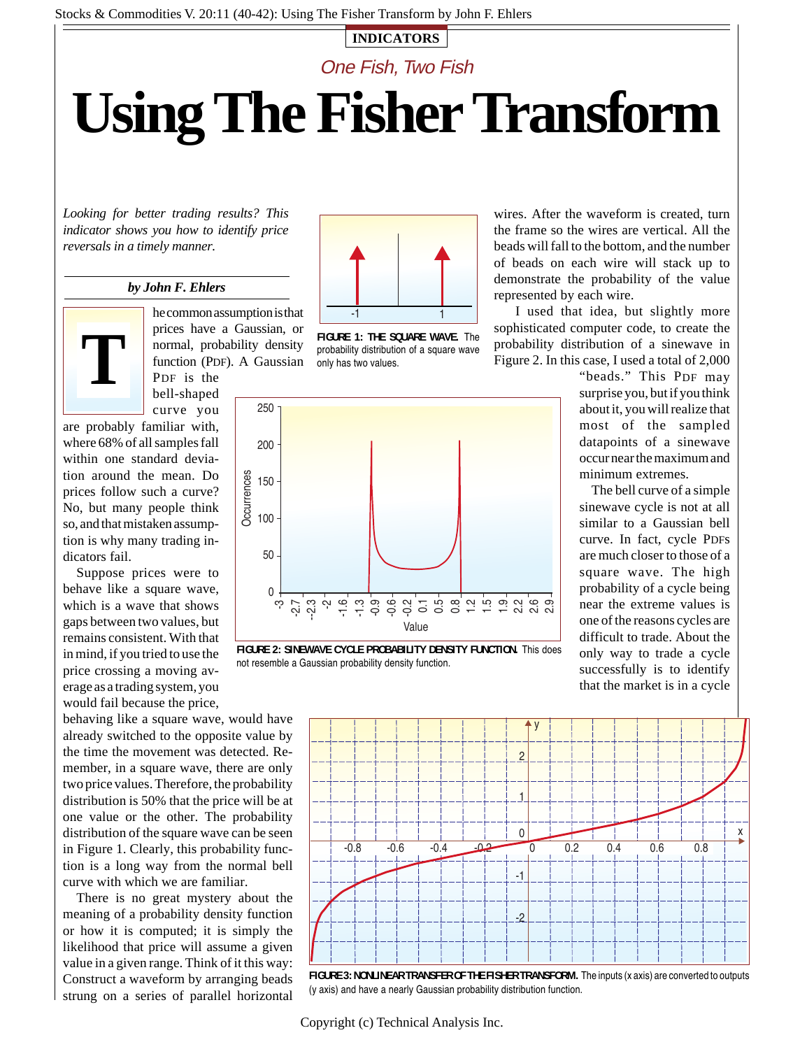INDICATORS

*One Fish, Two Fish*

# Using The Fisher Transform

*Looking for better trading results? This indicator shows you how to identify price reversals in a timely manner.*

***by John F. Ehlers***

The common assumption is that prices have a Gaussian, or normal, probability density function (PDF). A Gaussian PDF is the bell-shaped curve you are probably familiar with, where 68% of all samples fall within one standard deviation around the mean. Do prices follow such a curve? No, but many people think so, and that mistaken assumption is why many trading indicators fail.

Suppose prices were to behave like a square wave, which is a wave that shows gaps between two values, but remains consistent. With that in mind, if you tried to use the price crossing a moving average as a trading system, you would fail because the price, behaving like a square wave, would have already switched to the opposite value by the time the movement was detected. Remember, in a square wave, there are only two price values. Therefore, the probability distribution is 50% that the price will be at one value or the other. The probability distribution of the square wave can be seen in Figure 1. Clearly, this probability function is a long way from the normal bell curve with which we are familiar.

There is no great mystery about the meaning of a probability density function or how it is computed; it is simply the likelihood that price will assume a given value in a given range. Think of it this way: Construct a waveform by arranging beads strung on a series of parallel horizontal wires. After the waveform is created, turn the frame so the wires are vertical. All the beads will fall to the bottom, and the number of beads on each wire will stack up to demonstrate the probability of the value represented by each wire.

I used that idea, but slightly more sophisticated computer code, to create the probability distribution of a sinewave in Figure 2. In this case, I used a total of 2,000 "beads." This PDF may surprise you, but if you think about it, you will realize that most of the sampled datapoints of a sinewave occur near the maximum and minimum extremes.

The bell curve of a simple sinewave cycle is not at all similar to a Gaussian bell curve. In fact, cycle PDFs are much closer to those of a square wave. The high probability of a cycle being near the extreme values is one of the reasons cycles are difficult to trade. About the only way to trade a cycle successfully is to identify that the market is in a cycle

**FIGURE 1: THE SQUARE WAVE.** The probability distribution of a square wave only has two values.

**FIGURE 2: SINEWAVE CYCLE PROBABILITY DENSITY FUNCTION.** This does not resemble a Gaussian probability density function.

**FIGURE 3: NONLINEAR TRANSFER OF THE FISHER TRANSFORM.** The inputs (x axis) are converted to outputs (y axis) and have a nearly Gaussian probability distribution function.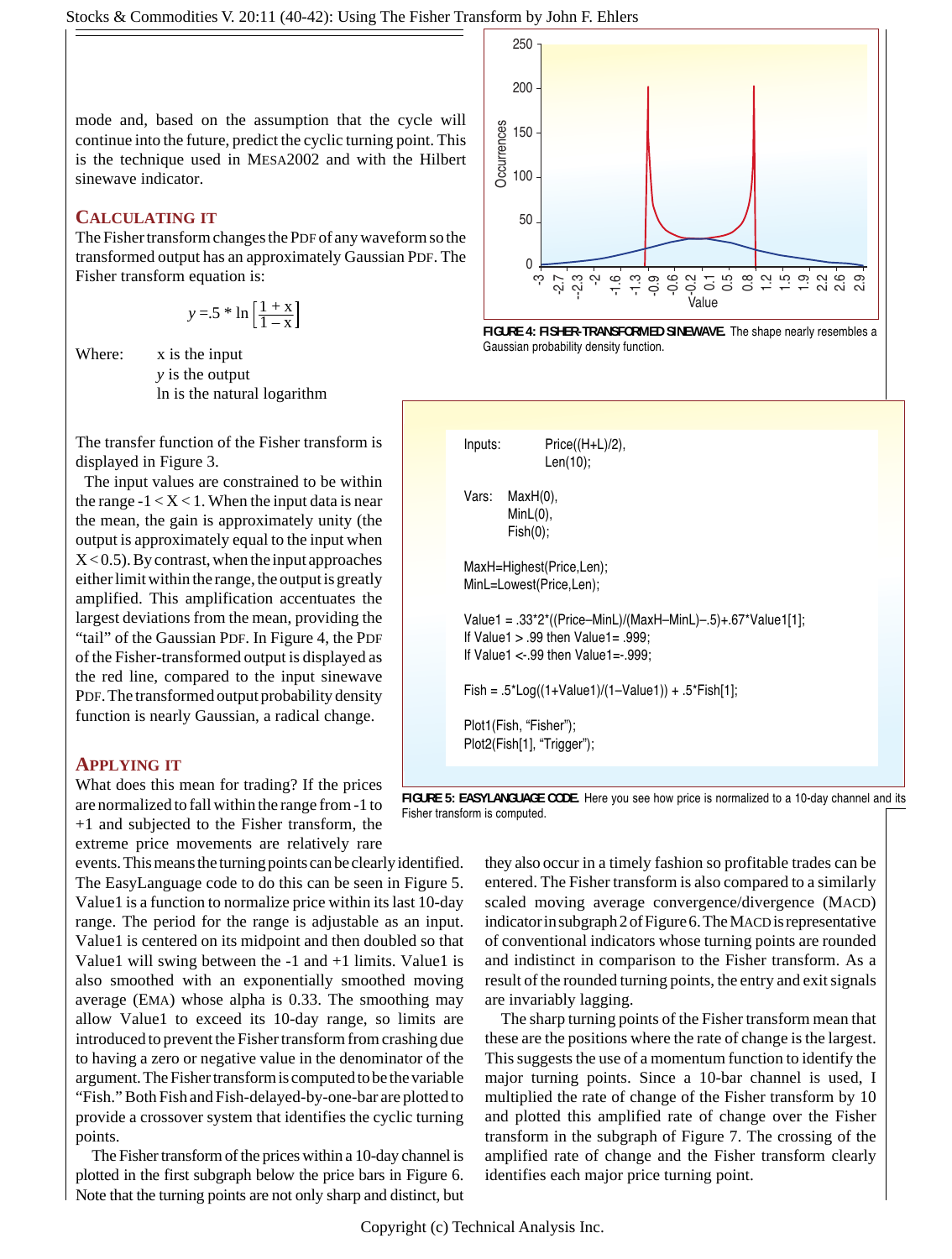mode and, based on the assumption that the cycle will continue into the future, predict the cyclic turning point. This is the technique used in MESA2002 and with the Hilbert sinewave indicator.

## CALCULATING IT

The Fisher transform changes the PDF of any waveform so the transformed output has an approximately Gaussian PDF. The Fisher transform equation is:

$$y = .5 * \ln\left[\frac{1+x}{1-x}\right]$$

Where: x is the input
$y$ is the output
ln is the natural logarithm

The transfer function of the Fisher transform is displayed in Figure 3.

The input values are constrained to be within the range $-1 < X < 1$. When the input data is near the mean, the gain is approximately unity (the output is approximately equal to the input when $X < 0.5$). By contrast, when the input approaches either limit within the range, the output is greatly amplified. This amplification accentuates the largest deviations from the mean, providing the "tail" of the Gaussian PDF. In Figure 4, the PDF of the Fisher-transformed output is displayed as the red line, compared to the input sinewave PDF. The transformed output probability density function is nearly Gaussian, a radical change.

**FIGURE 4: FISHER-TRANSFORMED SINEWAVE.** The shape nearly resembles a Gaussian probability density function.

```
Inputs:     Price((H+L)/2),
            Len(10);

Vars:   MaxH(0),
        MinL(0),
        Fish(0);

MaxH=Highest(Price,Len);
MinL=Lowest(Price,Len);

Value1 = .33*2*((Price–MinL)/(MaxH–MinL)–.5)+.67*Value1[1];
If Value1 > .99 then Value1= .999;
If Value1 <-.99 then Value1=-.999;

Fish = .5*Log((1+Value1)/(1–Value1)) + .5*Fish[1];

Plot1(Fish, "Fisher");
Plot2(Fish[1], "Trigger");
```

**FIGURE 5: EASYLANGUAGE CODE.** Here you see how price is normalized to a 10-day channel and its Fisher transform is computed.

## APPLYING IT

What does this mean for trading? If the prices are normalized to fall within the range from -1 to +1 and subjected to the Fisher transform, the extreme price movements are relatively rare events. This means the turning points can be clearly identified. The EasyLanguage code to do this can be seen in Figure 5. Value1 is a function to normalize price within its last 10-day range. The period for the range is adjustable as an input. Value1 is centered on its midpoint and then doubled so that Value1 will swing between the -1 and +1 limits. Value1 is also smoothed with an exponentially smoothed moving average (EMA) whose alpha is 0.33. The smoothing may allow Value1 to exceed its 10-day range, so limits are introduced to prevent the Fisher transform from crashing due to having a zero or negative value in the denominator of the argument. The Fisher transform is computed to be the variable "Fish." Both Fish and Fish-delayed-by-one-bar are plotted to provide a crossover system that identifies the cyclic turning points.

The Fisher transform of the prices within a 10-day channel is plotted in the first subgraph below the price bars in Figure 6. Note that the turning points are not only sharp and distinct, but they also occur in a timely fashion so profitable trades can be entered. The Fisher transform is also compared to a similarly scaled moving average convergence/divergence (MACD) indicator in subgraph 2 of Figure 6. The MACD is representative of conventional indicators whose turning points are rounded and indistinct in comparison to the Fisher transform. As a result of the rounded turning points, the entry and exit signals are invariably lagging.

The sharp turning points of the Fisher transform mean that these are the positions where the rate of change is the largest. This suggests the use of a momentum function to identify the major turning points. Since a 10-bar channel is used, I multiplied the rate of change of the Fisher transform by 10 and plotted this amplified rate of change over the Fisher transform in the subgraph of Figure 7. The crossing of the amplified rate of change and the Fisher transform clearly identifies each major price turning point.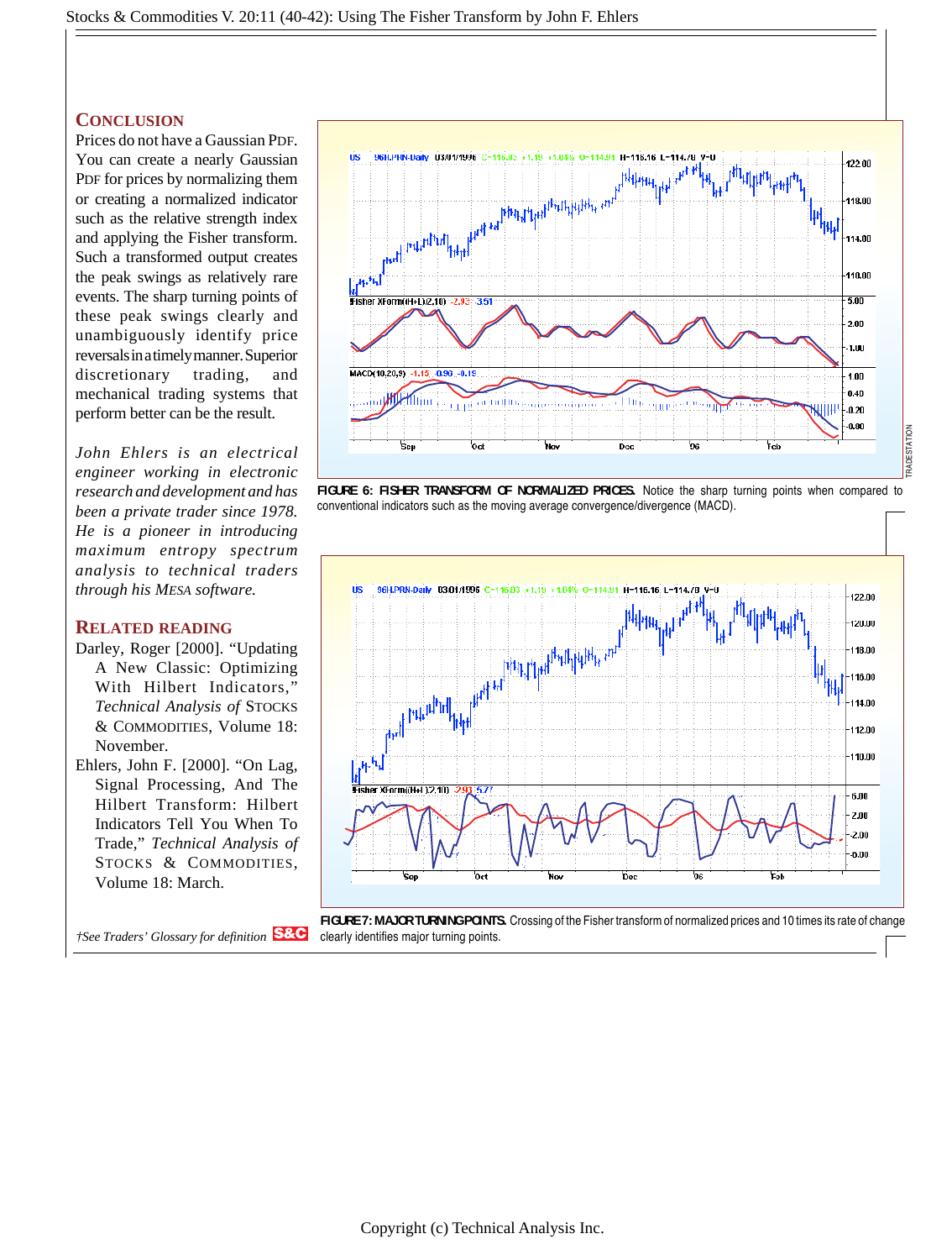## CONCLUSION

Prices do not have a Gaussian PDF. You can create a nearly Gaussian PDF for prices by normalizing them or creating a normalized indicator such as the relative strength index and applying the Fisher transform. Such a transformed output creates the peak swings as relatively rare events. The sharp turning points of these peak swings clearly and unambiguously identify price reversals in a timely manner. Superior discretionary trading, and mechanical trading systems that perform better can be the result.

*John Ehlers is an electrical engineer working in electronic research and development and has been a private trader since 1978. He is a pioneer in introducing maximum entropy spectrum analysis to technical traders through his MESA software.*

## RELATED READING

Darley, Roger [2000]. "Updating A New Classic: Optimizing With Hilbert Indicators," *Technical Analysis of* STOCKS & COMMODITIES, Volume 18: November.

Ehlers, John F. [2000]. "On Lag, Signal Processing, And The Hilbert Transform: Hilbert Indicators Tell You When To Trade," *Technical Analysis of* STOCKS & COMMODITIES, Volume 18: March.

*†See Traders' Glossary for definition*

US 96H.PRN-Daily 03/01/1996 C=116.03 +1.19 +1.04% O=114.91 H=116.16 L=114.78 V=0

Fisher XForm((H+L)/2,10) -2.93 -3.51

MACD(10,20,9) -1.15 -0.90 -0.19

Sep Oct Nov Dec 96 Feb

TRADESTATION

**FIGURE 6: FISHER TRANSFORM OF NORMALIZED PRICES.** Notice the sharp turning points when compared to conventional indicators such as the moving average convergence/divergence (MACD).

US 96H.PRN-Daily 03/01/1996 C=116.03 +1.19 +1.04% O=114.91 H=116.16 L=114.78 V=0

Fisher XForm((H+L)/2,10) 2.91 5.77

Sep Oct Nov Dec 96 Feb

**FIGURE 7: MAJOR TURNING POINTS.** Crossing of the Fisher transform of normalized prices and 10 times its rate of change clearly identifies major turning points.